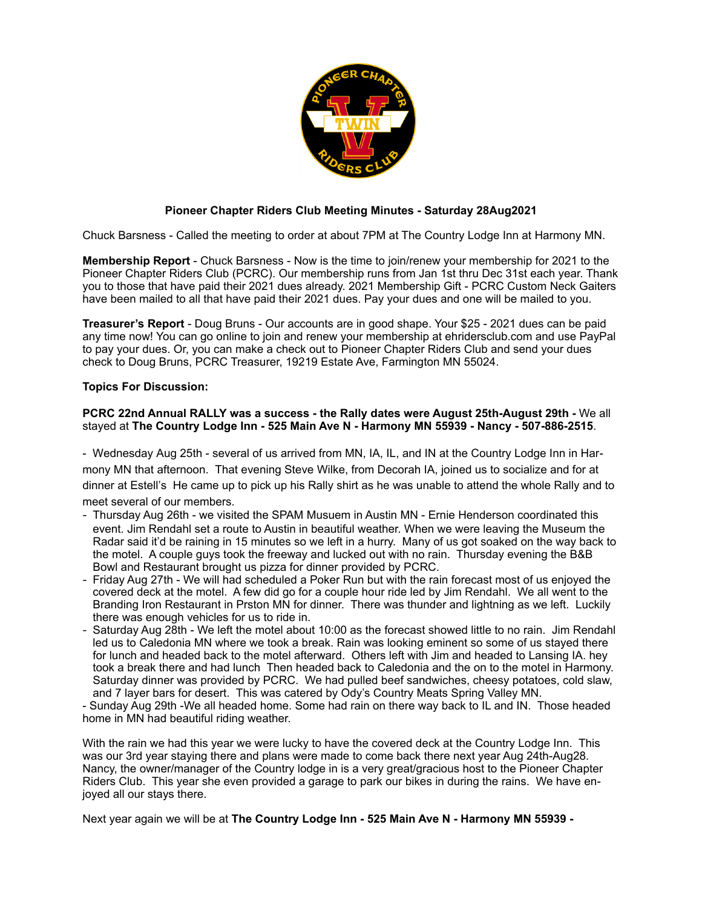**Pioneer Chapter Riders Club Meeting Minutes - Saturday 28Aug2021**

Chuck Barsness - Called the meeting to order at about 7PM at The Country Lodge Inn at Harmony MN.

**Membership Report** - Chuck Barsness - Now is the time to join/renew your membership for 2021 to the Pioneer Chapter Riders Club (PCRC). Our membership runs from Jan 1st thru Dec 31st each year. Thank you to those that have paid their 2021 dues already. 2021 Membership Gift - PCRC Custom Neck Gaiters have been mailed to all that have paid their 2021 dues. Pay your dues and one will be mailed to you.

**Treasurer's Report** - Doug Bruns - Our accounts are in good shape. Your $25 - 2021 dues can be paid any time now! You can go online to join and renew your membership at ehridersclub.com and use PayPal to pay your dues. Or, you can make a check out to Pioneer Chapter Riders Club and send your dues check to Doug Bruns, PCRC Treasurer, 19219 Estate Ave, Farmington MN 55024.

**Topics For Discussion:**

**PCRC 22nd Annual RALLY was a success - the Rally dates were August 25th-August 29th -** We all stayed at **The Country Lodge Inn - 525 Main Ave N - Harmony MN 55939 - Nancy - 507-886-2515**.

- Wednesday Aug 25th - several of us arrived from MN, IA, IL, and IN at the Country Lodge Inn in Harmony MN that afternoon. That evening Steve Wilke, from Decorah IA, joined us to socialize and for at dinner at Estell's He came up to pick up his Rally shirt as he was unable to attend the whole Rally and to meet several of our members.
- Thursday Aug 26th - we visited the SPAM Musuem in Austin MN - Ernie Henderson coordinated this event. Jim Rendahl set a route to Austin in beautiful weather. When we were leaving the Museum the Radar said it'd be raining in 15 minutes so we left in a hurry. Many of us got soaked on the way back to the motel. A couple guys took the freeway and lucked out with no rain. Thursday evening the B&B Bowl and Restaurant brought us pizza for dinner provided by PCRC.
- Friday Aug 27th - We will had scheduled a Poker Run but with the rain forecast most of us enjoyed the covered deck at the motel. A few did go for a couple hour ride led by Jim Rendahl. We all went to the Branding Iron Restaurant in Prston MN for dinner. There was thunder and lightning as we left. Luckily there was enough vehicles for us to ride in.
- Saturday Aug 28th - We left the motel about 10:00 as the forecast showed little to no rain. Jim Rendahl led us to Caledonia MN where we took a break. Rain was looking eminent so some of us stayed there for lunch and headed back to the motel afterward. Others left with Jim and headed to Lansing IA. hey took a break there and had lunch Then headed back to Caledonia and the on to the motel in Harmony. Saturday dinner was provided by PCRC. We had pulled beef sandwiches, cheesy potatoes, cold slaw, and 7 layer bars for desert. This was catered by Ody's Country Meats Spring Valley MN.
- Sunday Aug 29th -We all headed home. Some had rain on there way back to IL and IN. Those headed home in MN had beautiful riding weather.

With the rain we had this year we were lucky to have the covered deck at the Country Lodge Inn. This was our 3rd year staying there and plans were made to come back there next year Aug 24th-Aug28. Nancy, the owner/manager of the Country lodge in is a very great/gracious host to the Pioneer Chapter Riders Club. This year she even provided a garage to park our bikes in during the rains. We have enjoyed all our stays there.

Next year again we will be at **The Country Lodge Inn - 525 Main Ave N - Harmony MN 55939 -**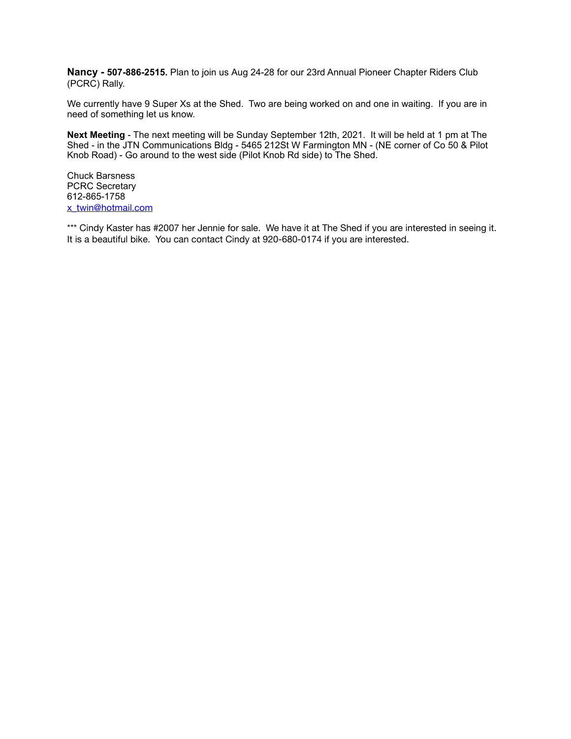**Nancy - 507-886-2515.** Plan to join us Aug 24-28 for our 23rd Annual Pioneer Chapter Riders Club (PCRC) Rally.

We currently have 9 Super Xs at the Shed. Two are being worked on and one in waiting. If you are in need of something let us know.

**Next Meeting** - The next meeting will be Sunday September 12th, 2021. It will be held at 1 pm at The Shed - in the JTN Communications Bldg - 5465 212St W Farmington MN - (NE corner of Co 50 & Pilot Knob Road) - Go around to the west side (Pilot Knob Rd side) to The Shed.

Chuck Barsness
PCRC Secretary
612-865-1758
x_twin@hotmail.com

*** Cindy Kaster has #2007 her Jennie for sale. We have it at The Shed if you are interested in seeing it. It is a beautiful bike. You can contact Cindy at 920-680-0174 if you are interested.